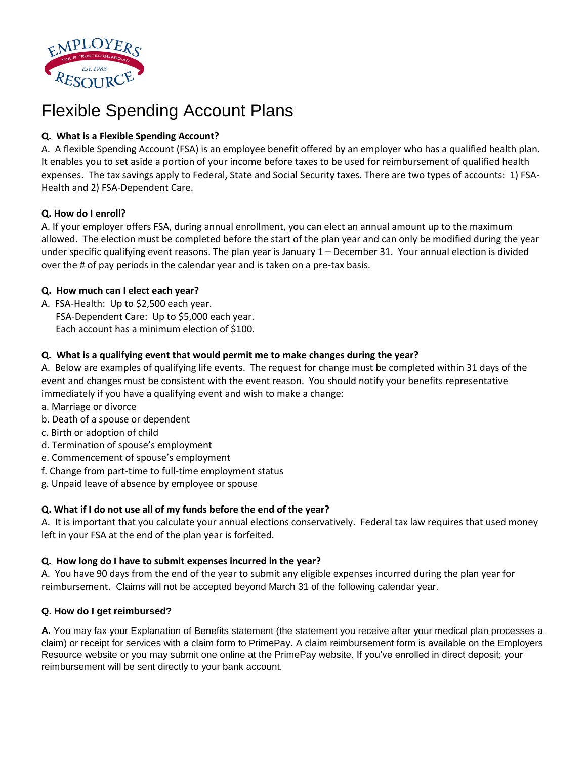# Flexible Spending Account Plans

**Q. What is a Flexible Spending Account?**

A. A flexible Spending Account (FSA) is an employee benefit offered by an employer who has a qualified health plan. It enables you to set aside a portion of your income before taxes to be used for reimbursement of qualified health expenses. The tax savings apply to Federal, State and Social Security taxes. There are two types of accounts: 1) FSA-Health and 2) FSA-Dependent Care.

**Q. How do I enroll?**

A. If your employer offers FSA, during annual enrollment, you can elect an annual amount up to the maximum allowed. The election must be completed before the start of the plan year and can only be modified during the year under specific qualifying event reasons. The plan year is January 1 – December 31. Your annual election is divided over the # of pay periods in the calendar year and is taken on a pre-tax basis.

**Q. How much can I elect each year?**

A. FSA-Health: Up to $2,500 each year.
FSA-Dependent Care: Up to $5,000 each year.
Each account has a minimum election of $100.

**Q. What is a qualifying event that would permit me to make changes during the year?**

A. Below are examples of qualifying life events. The request for change must be completed within 31 days of the event and changes must be consistent with the event reason. You should notify your benefits representative immediately if you have a qualifying event and wish to make a change:

a. Marriage or divorce
b. Death of a spouse or dependent
c. Birth or adoption of child
d. Termination of spouse's employment
e. Commencement of spouse's employment
f. Change from part-time to full-time employment status
g. Unpaid leave of absence by employee or spouse

**Q. What if I do not use all of my funds before the end of the year?**

A. It is important that you calculate your annual elections conservatively. Federal tax law requires that used money left in your FSA at the end of the plan year is forfeited.

**Q. How long do I have to submit expenses incurred in the year?**

A. You have 90 days from the end of the year to submit any eligible expenses incurred during the plan year for reimbursement. Claims will not be accepted beyond March 31 of the following calendar year.

**Q. How do I get reimbursed?**

**A.** You may fax your Explanation of Benefits statement (the statement you receive after your medical plan processes a claim) or receipt for services with a claim form to PrimePay. A claim reimbursement form is available on the Employers Resource website or you may submit one online at the PrimePay website. If you've enrolled in direct deposit; your reimbursement will be sent directly to your bank account.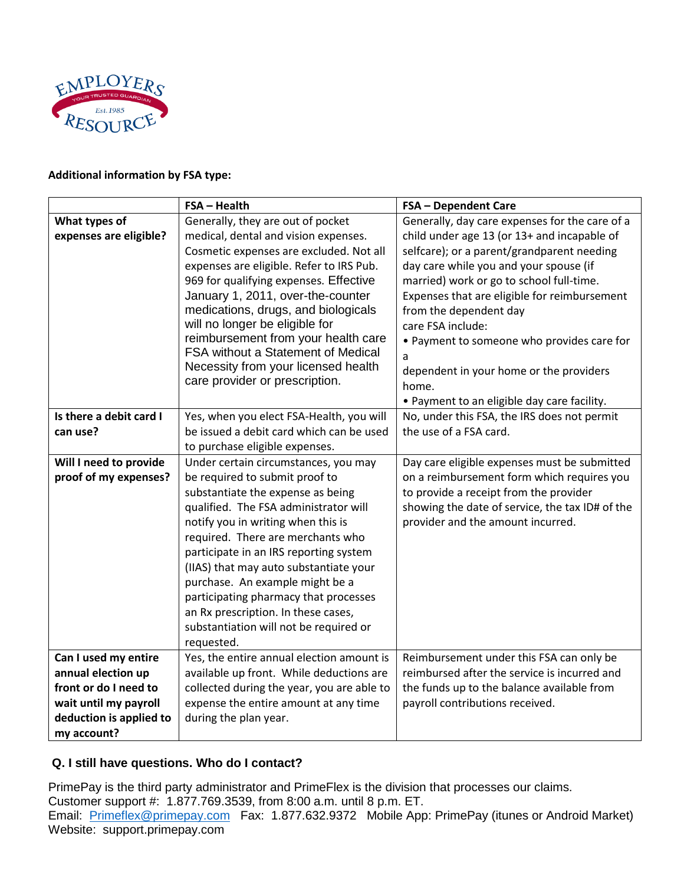**Additional information by FSA type:**

| | FSA – Health | FSA – Dependent Care |
|---|---|---|
| **What types of expenses are eligible?** | Generally, they are out of pocket medical, dental and vision expenses. Cosmetic expenses are excluded. Not all expenses are eligible. Refer to IRS Pub. 969 for qualifying expenses. Effective January 1, 2011, over-the-counter medications, drugs, and biologicals will no longer be eligible for reimbursement from your health care FSA without a Statement of Medical Necessity from your licensed health care provider or prescription. | Generally, day care expenses for the care of a child under age 13 (or 13+ and incapable of selfcare); or a parent/grandparent needing day care while you and your spouse (if married) work or go to school full-time. Expenses that are eligible for reimbursement from the dependent day care FSA include: • Payment to someone who provides care for a dependent in your home or the providers home. • Payment to an eligible day care facility. |
| **Is there a debit card I can use?** | Yes, when you elect FSA-Health, you will be issued a debit card which can be used to purchase eligible expenses. | No, under this FSA, the IRS does not permit the use of a FSA card. |
| **Will I need to provide proof of my expenses?** | Under certain circumstances, you may be required to submit proof to substantiate the expense as being qualified. The FSA administrator will notify you in writing when this is required. There are merchants who participate in an IRS reporting system (IIAS) that may auto substantiate your purchase. An example might be a participating pharmacy that processes an Rx prescription. In these cases, substantiation will not be required or requested. | Day care eligible expenses must be submitted on a reimbursement form which requires you to provide a receipt from the provider showing the date of service, the tax ID# of the provider and the amount incurred. |
| **Can I used my entire annual election up front or do I need to wait until my payroll deduction is applied to my account?** | Yes, the entire annual election amount is available up front. While deductions are collected during the year, you are able to expense the entire amount at any time during the plan year. | Reimbursement under this FSA can only be reimbursed after the service is incurred and the funds up to the balance available from payroll contributions received. |

**Q. I still have questions. Who do I contact?**

PrimePay is the third party administrator and PrimeFlex is the division that processes our claims.
Customer support #: 1.877.769.3539, from 8:00 a.m. until 8 p.m. ET.
Email: Primeflex@primepay.com Fax: 1.877.632.9372 Mobile App: PrimePay (itunes or Android Market)
Website: support.primepay.com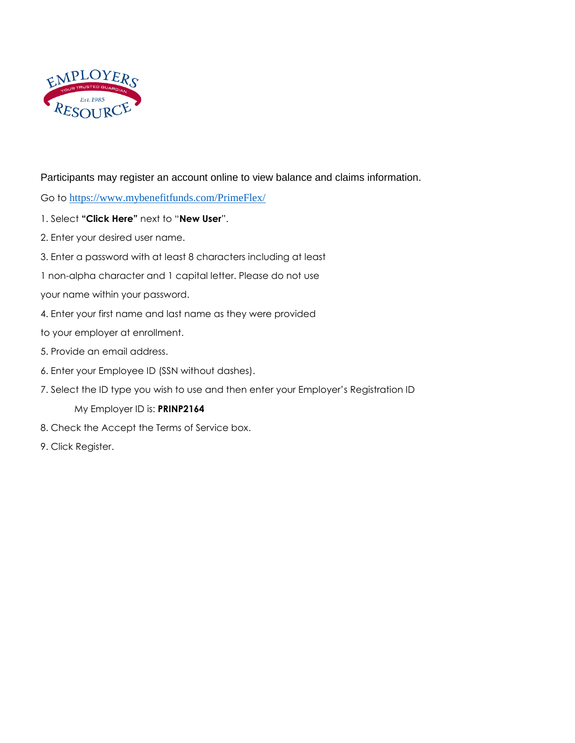Participants may register an account online to view balance and claims information.

Go to https://www.mybenefitfunds.com/PrimeFlex/

1. Select **"Click Here"** next to "**New User**".
2. Enter your desired user name.
3. Enter a password with at least 8 characters including at least 1 non-alpha character and 1 capital letter. Please do not use your name within your password.
4. Enter your first name and last name as they were provided to your employer at enrollment.
5. Provide an email address.
6. Enter your Employee ID (SSN without dashes).
7. Select the ID type you wish to use and then enter your Employer's Registration ID

   My Employer ID is: **PRINP2164**

8. Check the Accept the Terms of Service box.
9. Click Register.